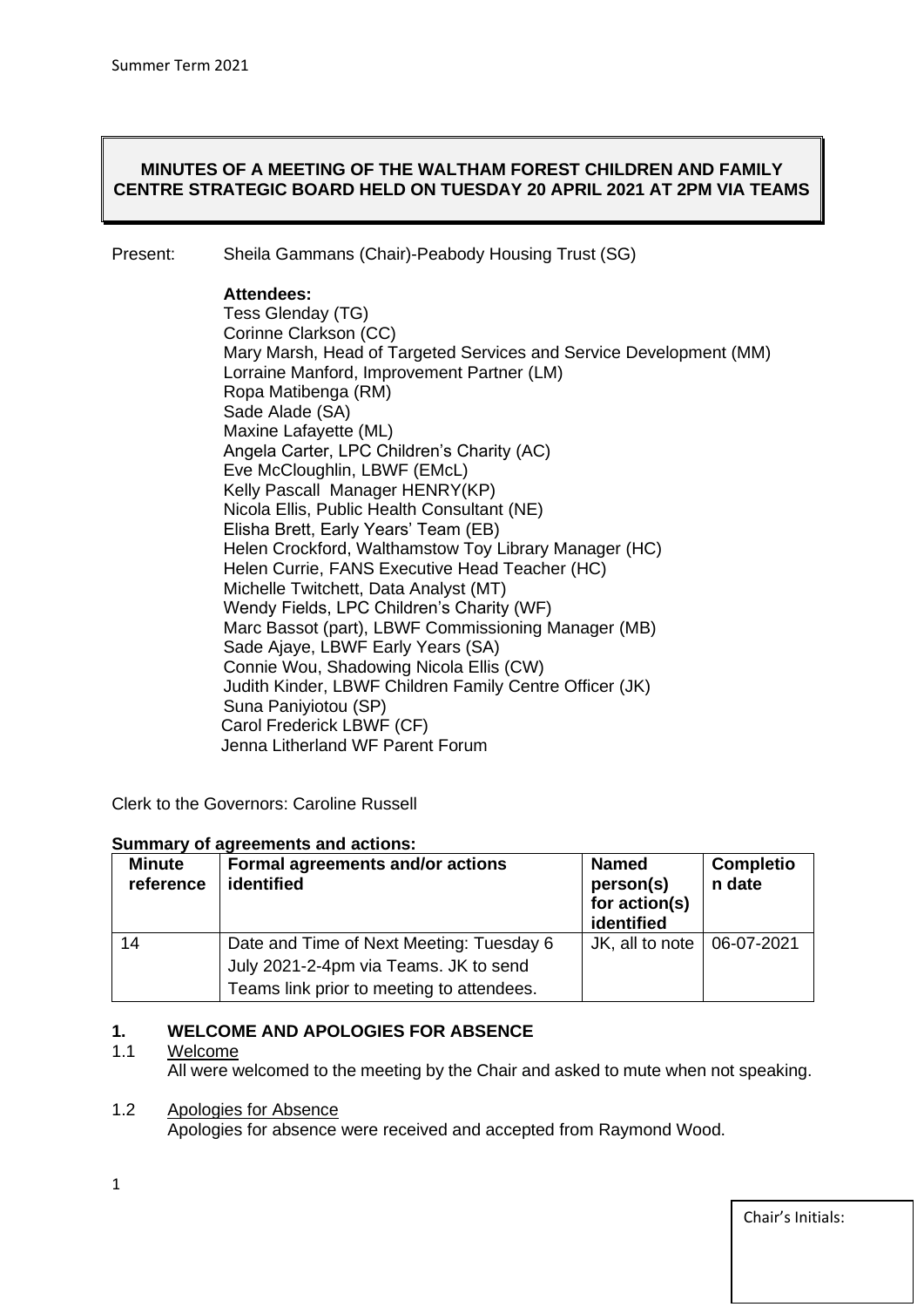**MINUTES OF A MEETING OF THE WALTHAM FOREST CHILDREN AND FAMILY CENTRE STRATEGIC BOARD HELD ON TUESDAY 20 APRIL 2021 AT 2PM VIA TEAMS**

Present: Sheila Gammans (Chair)-Peabody Housing Trust (SG)

**Attendees:**
Tess Glenday (TG)
Corinne Clarkson (CC)
Mary Marsh, Head of Targeted Services and Service Development (MM)
Lorraine Manford, Improvement Partner (LM)
Ropa Matibenga (RM)
Sade Alade (SA)
Maxine Lafayette (ML)
Angela Carter, LPC Children's Charity (AC)
Eve McCloughlin, LBWF (EMcL)
Kelly Pascall Manager HENRY(KP)
Nicola Ellis, Public Health Consultant (NE)
Elisha Brett, Early Years' Team (EB)
Helen Crockford, Walthamstow Toy Library Manager (HC)
Helen Currie, FANS Executive Head Teacher (HC)
Michelle Twitchett, Data Analyst (MT)
Wendy Fields, LPC Children's Charity (WF)
Marc Bassot (part), LBWF Commissioning Manager (MB)
Sade Ajaye, LBWF Early Years (SA)
Connie Wou, Shadowing Nicola Ellis (CW)
Judith Kinder, LBWF Children Family Centre Officer (JK)
Suna Paniyiotou (SP)
Carol Frederick LBWF (CF)
Jenna Litherland WF Parent Forum

Clerk to the Governors: Caroline Russell

**Summary of agreements and actions:**

| Minute reference | Formal agreements and/or actions identified | Named person(s) for action(s) identified | Completion date |
|---|---|---|---|
| 14 | Date and Time of Next Meeting: Tuesday 6 July 2021-2-4pm via Teams. JK to send Teams link prior to meeting to attendees. | JK, all to note | 06-07-2021 |

## 1. WELCOME AND APOLOGIES FOR ABSENCE

1.1 Welcome

All were welcomed to the meeting by the Chair and asked to mute when not speaking.

1.2 Apologies for Absence

Apologies for absence were received and accepted from Raymond Wood.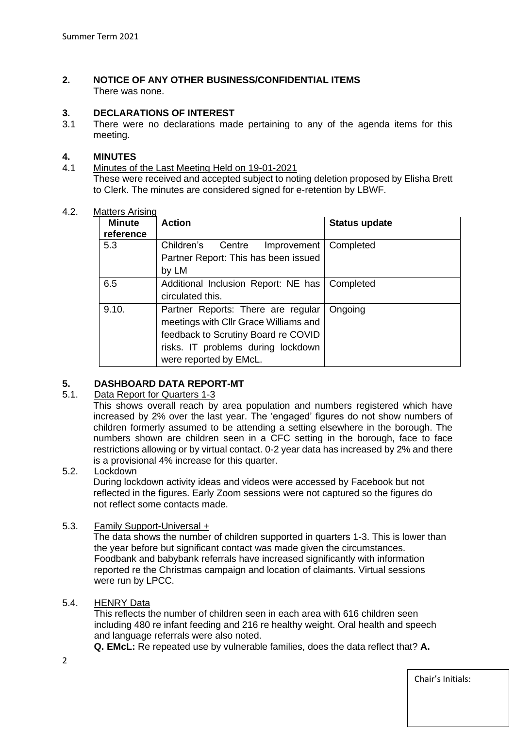## 2. NOTICE OF ANY OTHER BUSINESS/CONFIDENTIAL ITEMS

There was none.

## 3. DECLARATIONS OF INTEREST

3.1 There were no declarations made pertaining to any of the agenda items for this meeting.

## 4. MINUTES

4.1 Minutes of the Last Meeting Held on 19-01-2021

These were received and accepted subject to noting deletion proposed by Elisha Brett to Clerk. The minutes are considered signed for e-retention by LBWF.

4.2. Matters Arising

| Minute reference | Action | Status update |
|---|---|---|
| 5.3 | Children's Centre Improvement Partner Report: This has been issued by LM | Completed |
| 6.5 | Additional Inclusion Report: NE has circulated this. | Completed |
| 9.10. | Partner Reports: There are regular meetings with Cllr Grace Williams and feedback to Scrutiny Board re COVID risks. IT problems during lockdown were reported by EMcL. | Ongoing |

## 5. DASHBOARD DATA REPORT-MT

5.1. Data Report for Quarters 1-3

This shows overall reach by area population and numbers registered which have increased by 2% over the last year. The 'engaged' figures do not show numbers of children formerly assumed to be attending a setting elsewhere in the borough. The numbers shown are children seen in a CFC setting in the borough, face to face restrictions allowing or by virtual contact. 0-2 year data has increased by 2% and there is a provisional 4% increase for this quarter.

5.2. Lockdown

During lockdown activity ideas and videos were accessed by Facebook but not reflected in the figures. Early Zoom sessions were not captured so the figures do not reflect some contacts made.

5.3. Family Support-Universal +

The data shows the number of children supported in quarters 1-3. This is lower than the year before but significant contact was made given the circumstances. Foodbank and babybank referrals have increased significantly with information reported re the Christmas campaign and location of claimants. Virtual sessions were run by LPCC.

5.4. HENRY Data

This reflects the number of children seen in each area with 616 children seen including 480 re infant feeding and 216 re healthy weight. Oral health and speech and language referrals were also noted.

**Q. EMcL:** Re repeated use by vulnerable families, does the data reflect that? **A.**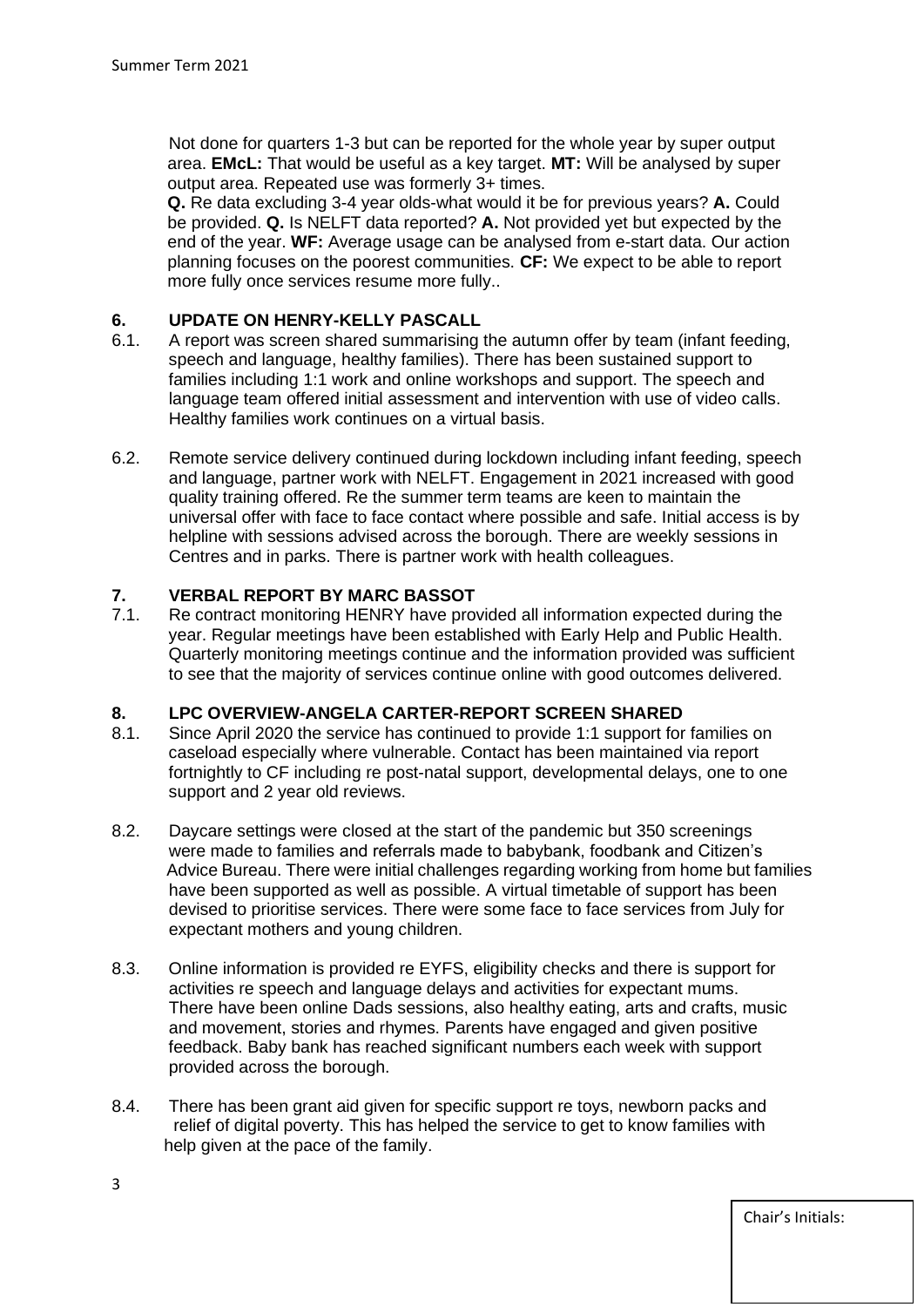Not done for quarters 1-3 but can be reported for the whole year by super output area. **EMcL:** That would be useful as a key target. **MT:** Will be analysed by super output area. Repeated use was formerly 3+ times.

**Q.** Re data excluding 3-4 year olds-what would it be for previous years? **A.** Could be provided. **Q.** Is NELFT data reported? **A.** Not provided yet but expected by the end of the year. **WF:** Average usage can be analysed from e-start data. Our action planning focuses on the poorest communities. **CF:** We expect to be able to report more fully once services resume more fully..

## 6. UPDATE ON HENRY-KELLY PASCALL

6.1. A report was screen shared summarising the autumn offer by team (infant feeding, speech and language, healthy families). There has been sustained support to families including 1:1 work and online workshops and support. The speech and language team offered initial assessment and intervention with use of video calls. Healthy families work continues on a virtual basis.

6.2. Remote service delivery continued during lockdown including infant feeding, speech and language, partner work with NELFT. Engagement in 2021 increased with good quality training offered. Re the summer term teams are keen to maintain the universal offer with face to face contact where possible and safe. Initial access is by helpline with sessions advised across the borough. There are weekly sessions in Centres and in parks. There is partner work with health colleagues.

## 7. VERBAL REPORT BY MARC BASSOT

7.1. Re contract monitoring HENRY have provided all information expected during the year. Regular meetings have been established with Early Help and Public Health. Quarterly monitoring meetings continue and the information provided was sufficient to see that the majority of services continue online with good outcomes delivered.

## 8. LPC OVERVIEW-ANGELA CARTER-REPORT SCREEN SHARED

8.1. Since April 2020 the service has continued to provide 1:1 support for families on caseload especially where vulnerable. Contact has been maintained via report fortnightly to CF including re post-natal support, developmental delays, one to one support and 2 year old reviews.

8.2. Daycare settings were closed at the start of the pandemic but 350 screenings were made to families and referrals made to babybank, foodbank and Citizen's Advice Bureau. There were initial challenges regarding working from home but families have been supported as well as possible. A virtual timetable of support has been devised to prioritise services. There were some face to face services from July for expectant mothers and young children.

8.3. Online information is provided re EYFS, eligibility checks and there is support for activities re speech and language delays and activities for expectant mums. There have been online Dads sessions, also healthy eating, arts and crafts, music and movement, stories and rhymes. Parents have engaged and given positive feedback. Baby bank has reached significant numbers each week with support provided across the borough.

8.4. There has been grant aid given for specific support re toys, newborn packs and relief of digital poverty. This has helped the service to get to know families with help given at the pace of the family.

Chair's Initials: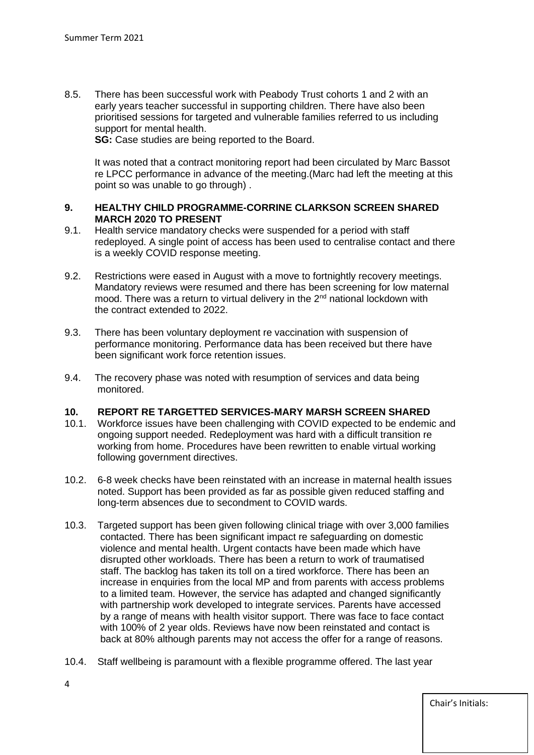8.5. There has been successful work with Peabody Trust cohorts 1 and 2 with an early years teacher successful in supporting children. There have also been prioritised sessions for targeted and vulnerable families referred to us including support for mental health.
**SG:** Case studies are being reported to the Board.

It was noted that a contract monitoring report had been circulated by Marc Bassot re LPCC performance in advance of the meeting.(Marc had left the meeting at this point so was unable to go through) .

**9. HEALTHY CHILD PROGRAMME-CORRINE CLARKSON SCREEN SHARED MARCH 2020 TO PRESENT**

9.1. Health service mandatory checks were suspended for a period with staff redeployed. A single point of access has been used to centralise contact and there is a weekly COVID response meeting.

9.2. Restrictions were eased in August with a move to fortnightly recovery meetings. Mandatory reviews were resumed and there has been screening for low maternal mood. There was a return to virtual delivery in the 2nd national lockdown with the contract extended to 2022.

9.3. There has been voluntary deployment re vaccination with suspension of performance monitoring. Performance data has been received but there have been significant work force retention issues.

9.4. The recovery phase was noted with resumption of services and data being monitored.

**10. REPORT RE TARGETTED SERVICES-MARY MARSH SCREEN SHARED**

10.1. Workforce issues have been challenging with COVID expected to be endemic and ongoing support needed. Redeployment was hard with a difficult transition re working from home. Procedures have been rewritten to enable virtual working following government directives.

10.2. 6-8 week checks have been reinstated with an increase in maternal health issues noted. Support has been provided as far as possible given reduced staffing and long-term absences due to secondment to COVID wards.

10.3. Targeted support has been given following clinical triage with over 3,000 families contacted. There has been significant impact re safeguarding on domestic violence and mental health. Urgent contacts have been made which have disrupted other workloads. There has been a return to work of traumatised staff. The backlog has taken its toll on a tired workforce. There has been an increase in enquiries from the local MP and from parents with access problems to a limited team. However, the service has adapted and changed significantly with partnership work developed to integrate services. Parents have accessed by a range of means with health visitor support. There was face to face contact with 100% of 2 year olds. Reviews have now been reinstated and contact is back at 80% although parents may not access the offer for a range of reasons.

10.4. Staff wellbeing is paramount with a flexible programme offered. The last year

Chair's Initials: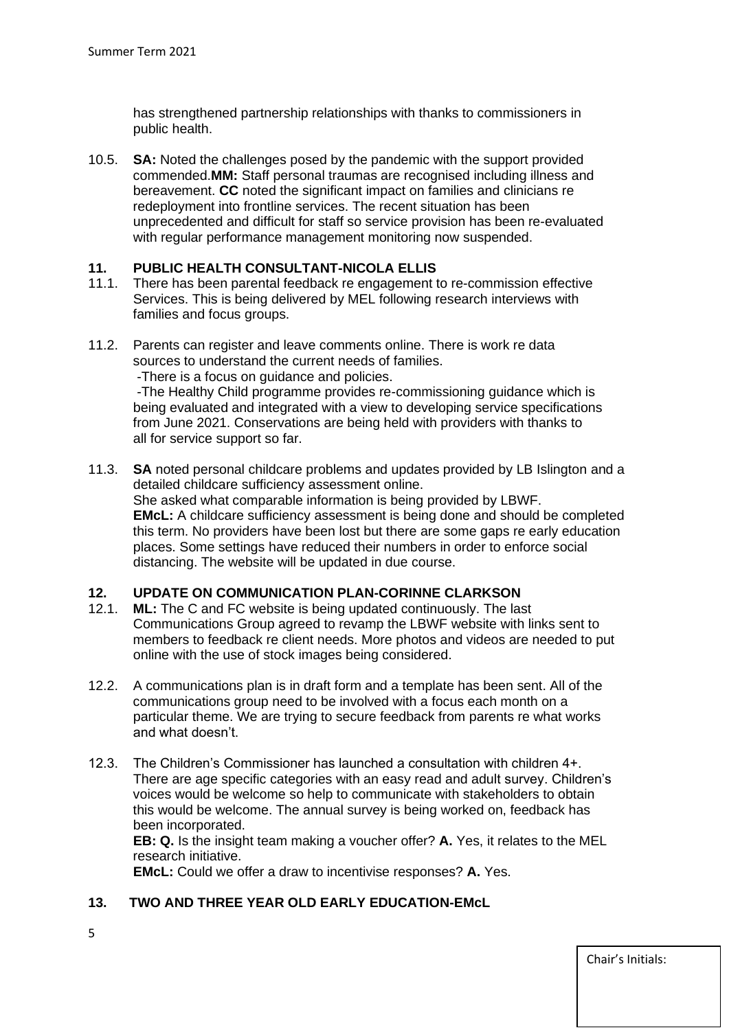has strengthened partnership relationships with thanks to commissioners in public health.

10.5. **SA:** Noted the challenges posed by the pandemic with the support provided commended.**MM:** Staff personal traumas are recognised including illness and bereavement. **CC** noted the significant impact on families and clinicians re redeployment into frontline services. The recent situation has been unprecedented and difficult for staff so service provision has been re-evaluated with regular performance management monitoring now suspended.

## 11. PUBLIC HEALTH CONSULTANT-NICOLA ELLIS

11.1. There has been parental feedback re engagement to re-commission effective Services. This is being delivered by MEL following research interviews with families and focus groups.

11.2. Parents can register and leave comments online. There is work re data sources to understand the current needs of families.
-There is a focus on guidance and policies.
-The Healthy Child programme provides re-commissioning guidance which is being evaluated and integrated with a view to developing service specifications from June 2021. Conservations are being held with providers with thanks to all for service support so far.

11.3. **SA** noted personal childcare problems and updates provided by LB Islington and a detailed childcare sufficiency assessment online.
She asked what comparable information is being provided by LBWF.
**EMcL:** A childcare sufficiency assessment is being done and should be completed this term. No providers have been lost but there are some gaps re early education places. Some settings have reduced their numbers in order to enforce social distancing. The website will be updated in due course.

## 12. UPDATE ON COMMUNICATION PLAN-CORINNE CLARKSON

12.1. **ML:** The C and FC website is being updated continuously. The last Communications Group agreed to revamp the LBWF website with links sent to members to feedback re client needs. More photos and videos are needed to put online with the use of stock images being considered.

12.2. A communications plan is in draft form and a template has been sent. All of the communications group need to be involved with a focus each month on a particular theme. We are trying to secure feedback from parents re what works and what doesn't.

12.3. The Children's Commissioner has launched a consultation with children 4+. There are age specific categories with an easy read and adult survey. Children's voices would be welcome so help to communicate with stakeholders to obtain this would be welcome. The annual survey is being worked on, feedback has been incorporated.
**EB: Q.** Is the insight team making a voucher offer? **A.** Yes, it relates to the MEL research initiative.
**EMcL:** Could we offer a draw to incentivise responses? **A.** Yes.

## 13. TWO AND THREE YEAR OLD EARLY EDUCATION-EMcL

Chair's Initials: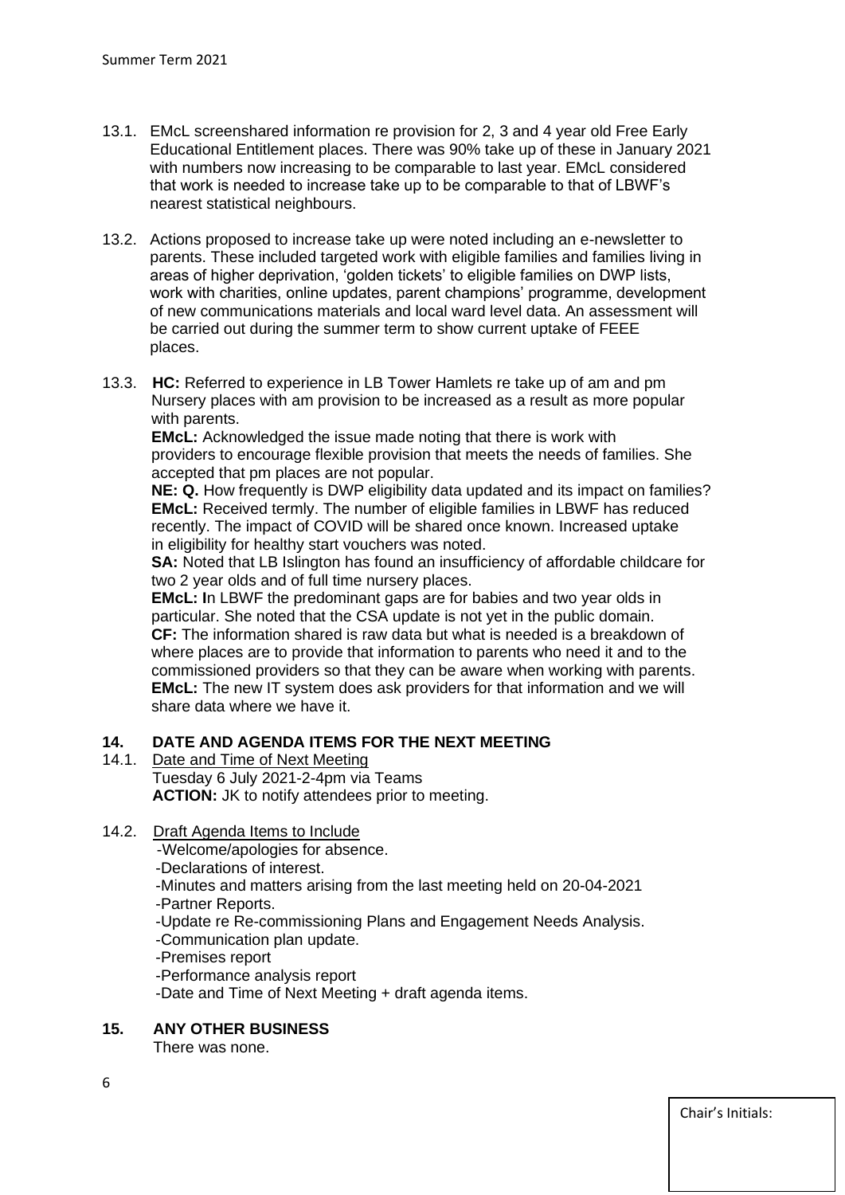13.1. EMcL screenshared information re provision for 2, 3 and 4 year old Free Early Educational Entitlement places. There was 90% take up of these in January 2021 with numbers now increasing to be comparable to last year. EMcL considered that work is needed to increase take up to be comparable to that of LBWF's nearest statistical neighbours.

13.2. Actions proposed to increase take up were noted including an e-newsletter to parents. These included targeted work with eligible families and families living in areas of higher deprivation, 'golden tickets' to eligible families on DWP lists, work with charities, online updates, parent champions' programme, development of new communications materials and local ward level data. An assessment will be carried out during the summer term to show current uptake of FEEE places.

13.3. **HC:** Referred to experience in LB Tower Hamlets re take up of am and pm Nursery places with am provision to be increased as a result as more popular with parents.
**EMcL:** Acknowledged the issue made noting that there is work with providers to encourage flexible provision that meets the needs of families. She accepted that pm places are not popular.
**NE: Q.** How frequently is DWP eligibility data updated and its impact on families?
**EMcL:** Received termly. The number of eligible families in LBWF has reduced recently. The impact of COVID will be shared once known. Increased uptake in eligibility for healthy start vouchers was noted.
**SA:** Noted that LB Islington has found an insufficiency of affordable childcare for two 2 year olds and of full time nursery places.
**EMcL: I**n LBWF the predominant gaps are for babies and two year olds in particular. She noted that the CSA update is not yet in the public domain.
**CF:** The information shared is raw data but what is needed is a breakdown of where places are to provide that information to parents who need it and to the commissioned providers so that they can be aware when working with parents.
**EMcL:** The new IT system does ask providers for that information and we will share data where we have it.

## 14. DATE AND AGENDA ITEMS FOR THE NEXT MEETING

14.1. Date and Time of Next Meeting
Tuesday 6 July 2021-2-4pm via Teams
**ACTION:** JK to notify attendees prior to meeting.

14.2. Draft Agenda Items to Include
-Welcome/apologies for absence.
-Declarations of interest.
-Minutes and matters arising from the last meeting held on 20-04-2021
-Partner Reports.
-Update re Re-commissioning Plans and Engagement Needs Analysis.
-Communication plan update.
-Premises report
-Performance analysis report
-Date and Time of Next Meeting + draft agenda items.

## 15. ANY OTHER BUSINESS

There was none.

Chair's Initials: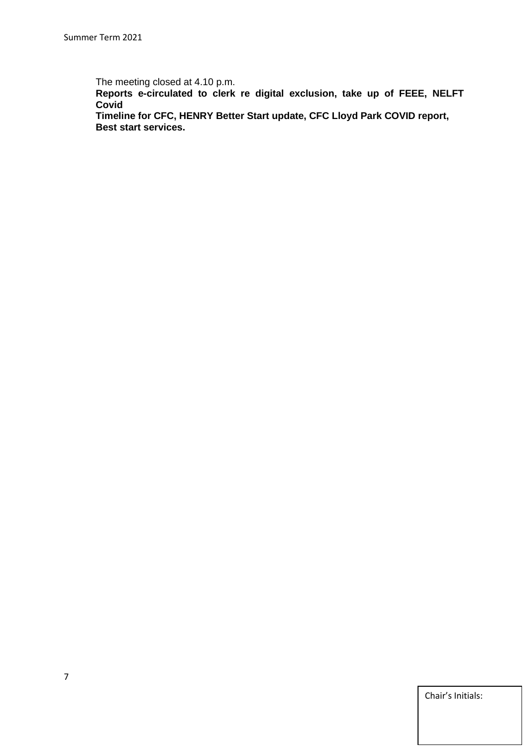The meeting closed at 4.10 p.m.

**Reports e-circulated to clerk re digital exclusion, take up of FEEE, NELFT Covid Timeline for CFC, HENRY Better Start update, CFC Lloyd Park COVID report, Best start services.**

Chair's Initials: